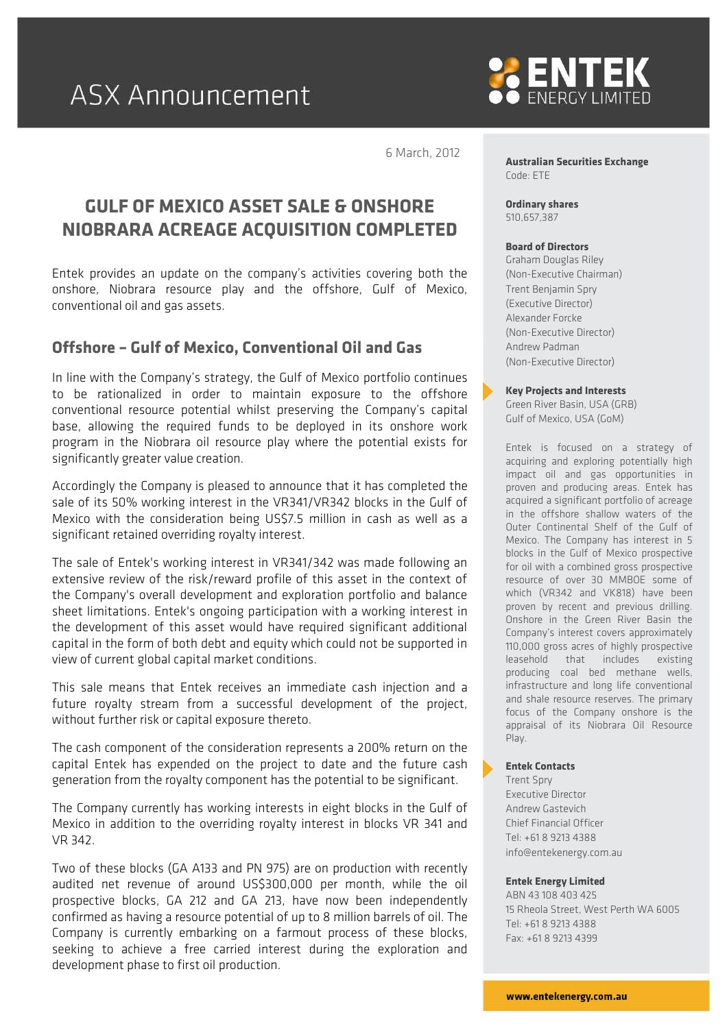# ASX Announcement

6 March, 2012

## GULF OF MEXICO ASSET SALE & ONSHORE NIOBRARA ACREAGE ACQUISITION COMPLETED

Entek provides an update on the company's activities covering both the onshore, Niobrara resource play and the offshore, Gulf of Mexico, conventional oil and gas assets.

### Offshore – Gulf of Mexico, Conventional Oil and Gas

In line with the Company's strategy, the Gulf of Mexico portfolio continues to be rationalized in order to maintain exposure to the offshore conventional resource potential whilst preserving the Company's capital base, allowing the required funds to be deployed in its onshore work program in the Niobrara oil resource play where the potential exists for significantly greater value creation.

Accordingly the Company is pleased to announce that it has completed the sale of its 50% working interest in the VR341/VR342 blocks in the Gulf of Mexico with the consideration being US$7.5 million in cash as well as a significant retained overriding royalty interest.

The sale of Entek's working interest in VR341/342 was made following an extensive review of the risk/reward profile of this asset in the context of the Company's overall development and exploration portfolio and balance sheet limitations. Entek's ongoing participation with a working interest in the development of this asset would have required significant additional capital in the form of both debt and equity which could not be supported in view of current global capital market conditions.

This sale means that Entek receives an immediate cash injection and a future royalty stream from a successful development of the project, without further risk or capital exposure thereto.

The cash component of the consideration represents a 200% return on the capital Entek has expended on the project to date and the future cash generation from the royalty component has the potential to be significant.

The Company currently has working interests in eight blocks in the Gulf of Mexico in addition to the overriding royalty interest in blocks VR 341 and VR 342.

Two of these blocks (GA A133 and PN 975) are on production with recently audited net revenue of around US$300,000 per month, while the oil prospective blocks, GA 212 and GA 213, have now been independently confirmed as having a resource potential of up to 8 million barrels of oil. The Company is currently embarking on a farmout process of these blocks, seeking to achieve a free carried interest during the exploration and development phase to first oil production.

---

**Australian Securities Exchange**
Code: ETE

**Ordinary shares**
510,657,387

**Board of Directors**
Graham Douglas Riley
(Non-Executive Chairman)
Trent Benjamin Spry
(Executive Director)
Alexander Forcke
(Non-Executive Director)
Andrew Padman
(Non-Executive Director)

**Key Projects and Interests**
Green River Basin, USA (GRB)
Gulf of Mexico, USA (GoM)

Entek is focused on a strategy of acquiring and exploring potentially high impact oil and gas opportunities in proven and producing areas. Entek has acquired a significant portfolio of acreage in the offshore shallow waters of the Outer Continental Shelf of the Gulf of Mexico. The Company has interest in 5 blocks in the Gulf of Mexico prospective for oil with a combined gross prospective resource of over 30 MMBOE some of which (VR342 and VK818) have been proven by recent and previous drilling. Onshore in the Green River Basin the Company's interest covers approximately 110,000 gross acres of highly prospective leasehold that includes existing producing coal bed methane wells, infrastructure and long life conventional and shale resource reserves. The primary focus of the Company onshore is the appraisal of its Niobrara Oil Resource Play.

**Entek Contacts**
Trent Spry
Executive Director
Andrew Gastevich
Chief Financial Officer
Tel: +61 8 9213 4388
info@entekenergy.com.au

**Entek Energy Limited**
ABN 43 108 403 425
15 Rheola Street, West Perth WA 6005
Tel: +61 8 9213 4388
Fax: +61 8 9213 4399

**www.entekenergy.com.au**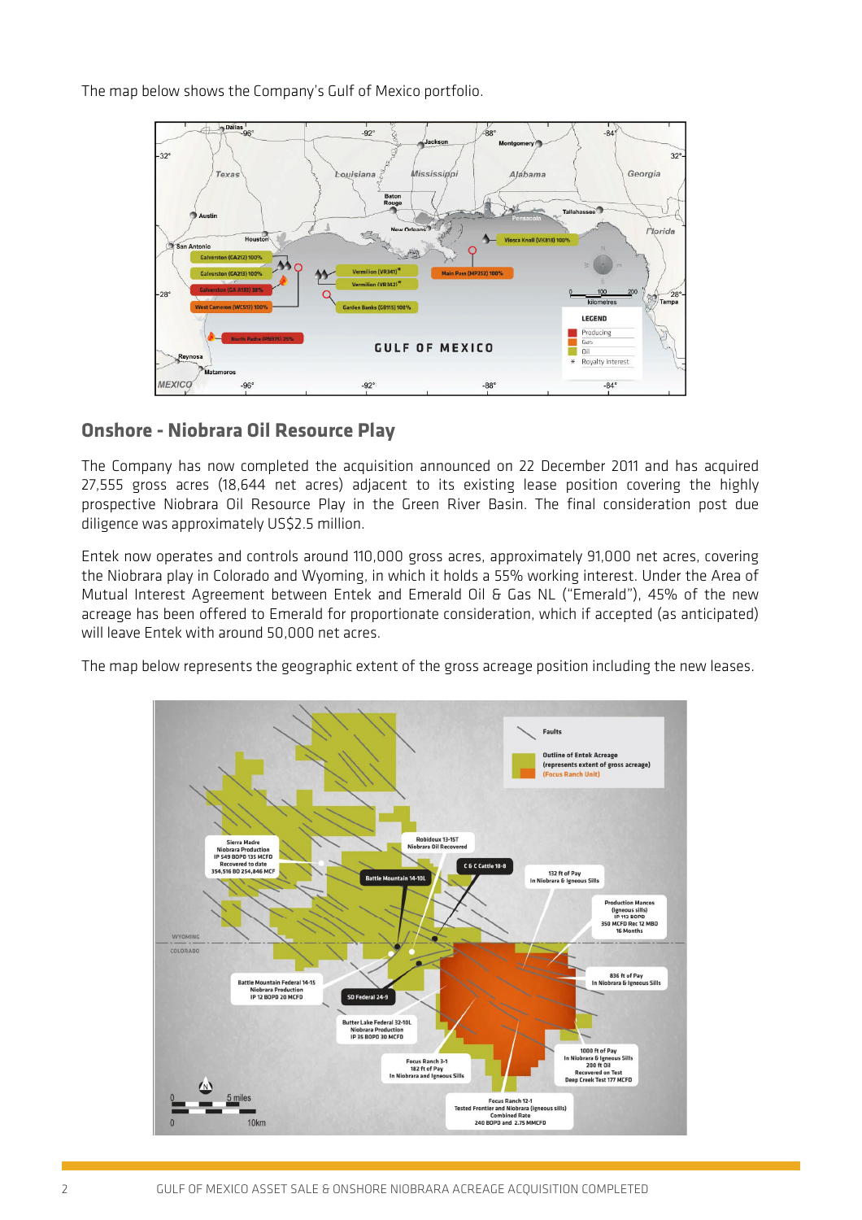The map below shows the Company's Gulf of Mexico portfolio.

## Onshore - Niobrara Oil Resource Play

The Company has now completed the acquisition announced on 22 December 2011 and has acquired 27,555 gross acres (18,644 net acres) adjacent to its existing lease position covering the highly prospective Niobrara Oil Resource Play in the Green River Basin. The final consideration post due diligence was approximately US$2.5 million.

Entek now operates and controls around 110,000 gross acres, approximately 91,000 net acres, covering the Niobrara play in Colorado and Wyoming, in which it holds a 55% working interest. Under the Area of Mutual Interest Agreement between Entek and Emerald Oil & Gas NL ("Emerald"), 45% of the new acreage has been offered to Emerald for proportionate consideration, which if accepted (as anticipated) will leave Entek with around 50,000 net acres.

The map below represents the geographic extent of the gross acreage position including the new leases.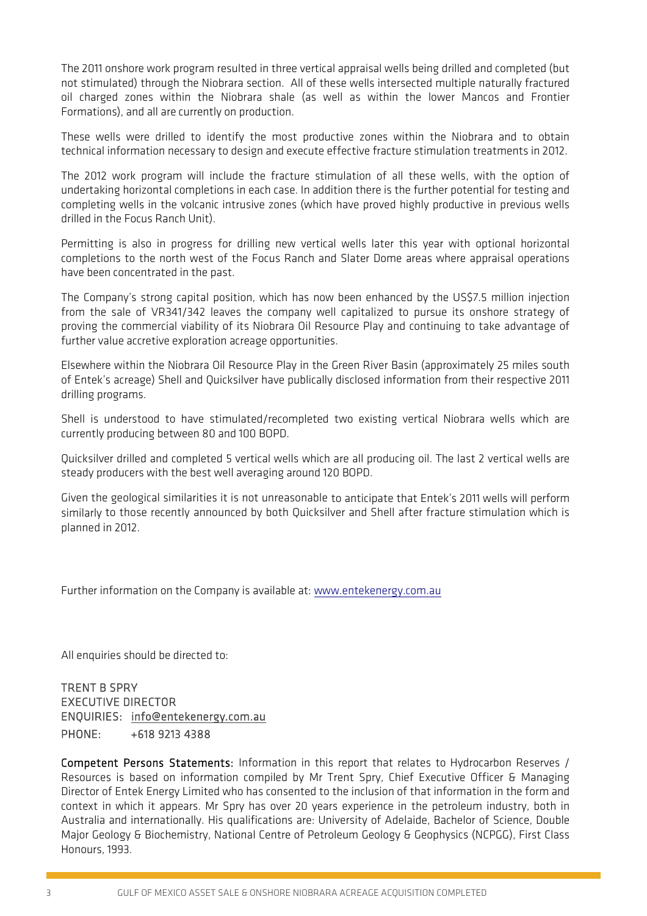The 2011 onshore work program resulted in three vertical appraisal wells being drilled and completed (but not stimulated) through the Niobrara section. All of these wells intersected multiple naturally fractured oil charged zones within the Niobrara shale (as well as within the lower Mancos and Frontier Formations), and all are currently on production.

These wells were drilled to identify the most productive zones within the Niobrara and to obtain technical information necessary to design and execute effective fracture stimulation treatments in 2012.

The 2012 work program will include the fracture stimulation of all these wells, with the option of undertaking horizontal completions in each case. In addition there is the further potential for testing and completing wells in the volcanic intrusive zones (which have proved highly productive in previous wells drilled in the Focus Ranch Unit).

Permitting is also in progress for drilling new vertical wells later this year with optional horizontal completions to the north west of the Focus Ranch and Slater Dome areas where appraisal operations have been concentrated in the past.

The Company's strong capital position, which has now been enhanced by the US$7.5 million injection from the sale of VR341/342 leaves the company well capitalized to pursue its onshore strategy of proving the commercial viability of its Niobrara Oil Resource Play and continuing to take advantage of further value accretive exploration acreage opportunities.

Elsewhere within the Niobrara Oil Resource Play in the Green River Basin (approximately 25 miles south of Entek's acreage) Shell and Quicksilver have publically disclosed information from their respective 2011 drilling programs.

Shell is understood to have stimulated/recompleted two existing vertical Niobrara wells which are currently producing between 80 and 100 BOPD.

Quicksilver drilled and completed 5 vertical wells which are all producing oil. The last 2 vertical wells are steady producers with the best well averaging around 120 BOPD.

Given the geological similarities it is not unreasonable to anticipate that Entek's 2011 wells will perform similarly to those recently announced by both Quicksilver and Shell after fracture stimulation which is planned in 2012.

Further information on the Company is available at: www.entekenergy.com.au

All enquiries should be directed to:

TRENT B SPRY
EXECUTIVE DIRECTOR
ENQUIRIES: info@entekenergy.com.au
PHONE: +618 9213 4388

**Competent Persons Statements:** Information in this report that relates to Hydrocarbon Reserves / Resources is based on information compiled by Mr Trent Spry, Chief Executive Officer & Managing Director of Entek Energy Limited who has consented to the inclusion of that information in the form and context in which it appears. Mr Spry has over 20 years experience in the petroleum industry, both in Australia and internationally. His qualifications are: University of Adelaide, Bachelor of Science, Double Major Geology & Biochemistry, National Centre of Petroleum Geology & Geophysics (NCPGG), First Class Honours, 1993.